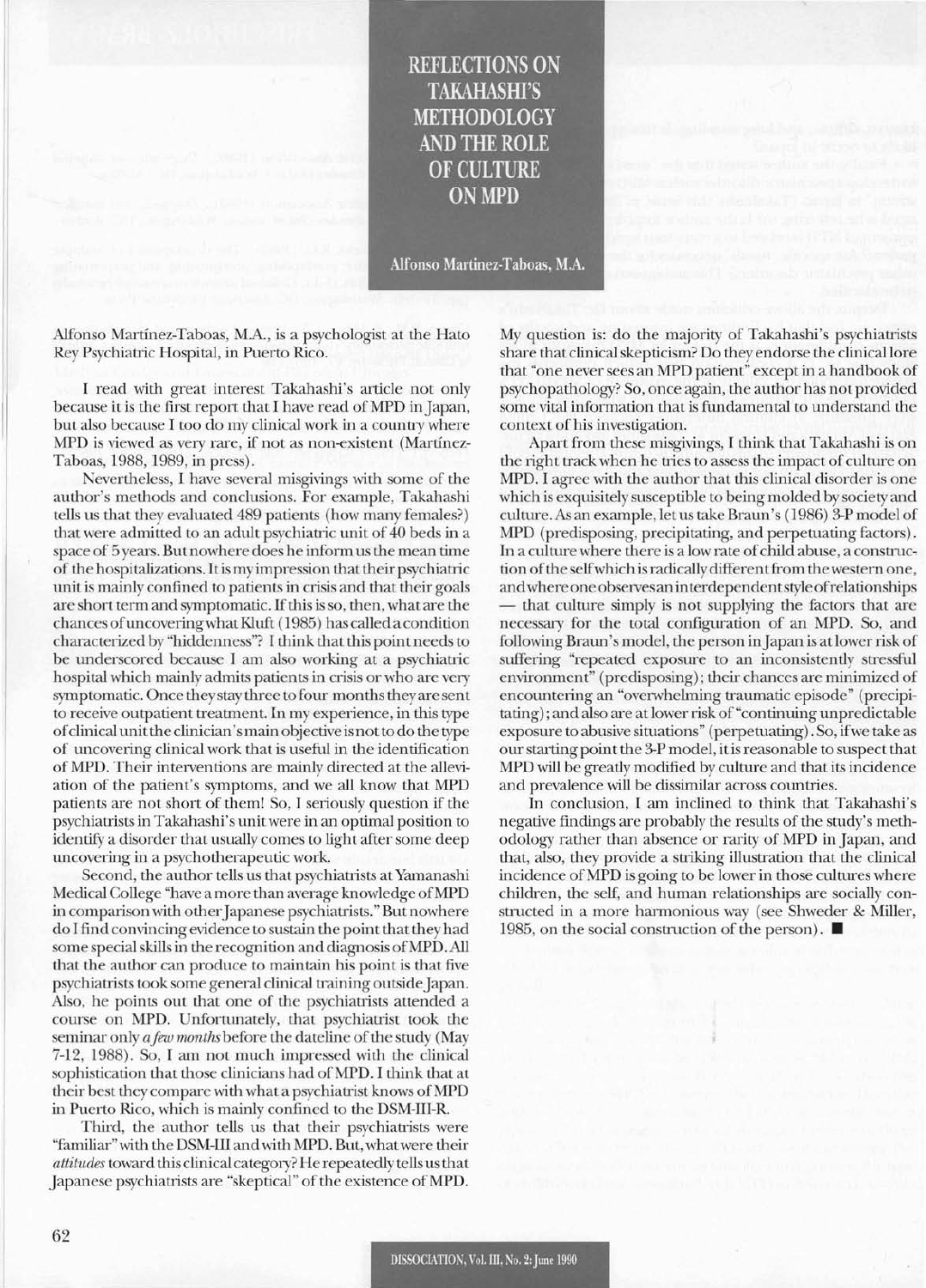# REFLECTIONS ON TAKAHASHI'S METHODOLOGY AND THE ROLE OF CULTURE ON MPD

**Alfonso Martínez-Taboas, M.A.**

Alfonso Martínez-Taboas, M.A., is a psychologist at the Hato Rey Psychiatric Hospital, in Puerto Rico.

I read with great interest Takahashi's article not only because it is the first report that I have read of MPD in Japan, but also because I too do my clinical work in a country where MPD is viewed as very rare, if not as non-existent (Martínez-Taboas, 1988, 1989, in press).

Nevertheless, I have several misgivings with some of the author's methods and conclusions. For example, Takahashi tells us that they evaluated 489 patients (how many females?) that were admitted to an adult psychiatric unit of 40 beds in a space of 5 years. But nowhere does he inform us the mean time of the hospitalizations. It is my impression that their psychiatric unit is mainly confined to patients in crisis and that their goals are short term and symptomatic. If this is so, then, what are the chances of uncovering what Kluft (1985) has called a condition characterized by "hiddenness"? I think that this point needs to be underscored because I am also working at a psychiatric hospital which mainly admits patients in crisis or who are very symptomatic. Once they stay three to four months they are sent to receive outpatient treatment. In my experience, in this type of clinical unit the clinician's main objective is not to do the type of uncovering clinical work that is useful in the identification of MPD. Their interventions are mainly directed at the alleviation of the patient's symptoms, and we all know that MPD patients are not short of them! So, I seriously question if the psychiatrists in Takahashi's unit were in an optimal position to identify a disorder that usually comes to light after some deep uncovering in a psychotherapeutic work.

Second, the author tells us that psychiatrists at Yamanashi Medical College "have a more than average knowledge of MPD in comparison with other Japanese psychiatrists." But nowhere do I find convincing evidence to sustain the point that they had some special skills in the recognition and diagnosis of MPD. All that the author can produce to maintain his point is that five psychiatrists took some general clinical training outside Japan. Also, he points out that one of the psychiatrists attended a course on MPD. Unfortunately, that psychiatrist took the seminar only *a few months* before the dateline of the study (May 7-12, 1988). So, I am not much impressed with the clinical sophistication that those clinicians had of MPD. I think that at their best they compare with what a psychiatrist knows of MPD in Puerto Rico, which is mainly confined to the DSM-III-R.

Third, the author tells us that their psychiatrists were "familiar" with the DSM-III and with MPD. But, what were their *attitudes* toward this clinical category? He repeatedly tells us that Japanese psychiatrists are "skeptical" of the existence of MPD. My question is: do the majority of Takahashi's psychiatrists share that clinical skepticism? Do they endorse the clinical lore that "one never sees an MPD patient" except in a handbook of psychopathology? So, once again, the author has not provided some vital information that is fundamental to understand the context of his investigation.

Apart from these misgivings, I think that Takahashi is on the right track when he tries to assess the impact of culture on MPD. I agree with the author that this clinical disorder is one which is exquisitely susceptible to being molded by society and culture. As an example, let us take Braun's (1986) 3-P model of MPD (predisposing, precipitating, and perpetuating factors). In a culture where there is a low rate of child abuse, a construction of the self which is radically different from the western one, and where one observes an interdependent style of relationships — that culture simply is not supplying the factors that are necessary for the total configuration of an MPD. So, and following Braun's model, the person in Japan is at lower risk of suffering "repeated exposure to an inconsistently stressful environment" (predisposing); their chances are minimized of encountering an "overwhelming traumatic episode" (precipitating); and also are at lower risk of "continuing unpredictable exposure to abusive situations" (perpetuating). So, if we take as our starting point the 3-P model, it is reasonable to suspect that MPD will be greatly modified by culture and that its incidence and prevalence will be dissimilar across countries.

In conclusion, I am inclined to think that Takahashi's negative findings are probably the results of the study's methodology rather than absence or rarity of MPD in Japan, and that, also, they provide a striking illustration that the clinical incidence of MPD is going to be lower in those cultures where children, the self, and human relationships are socially constructed in a more harmonious way (see Shweder & Miller, 1985, on the social construction of the person). ■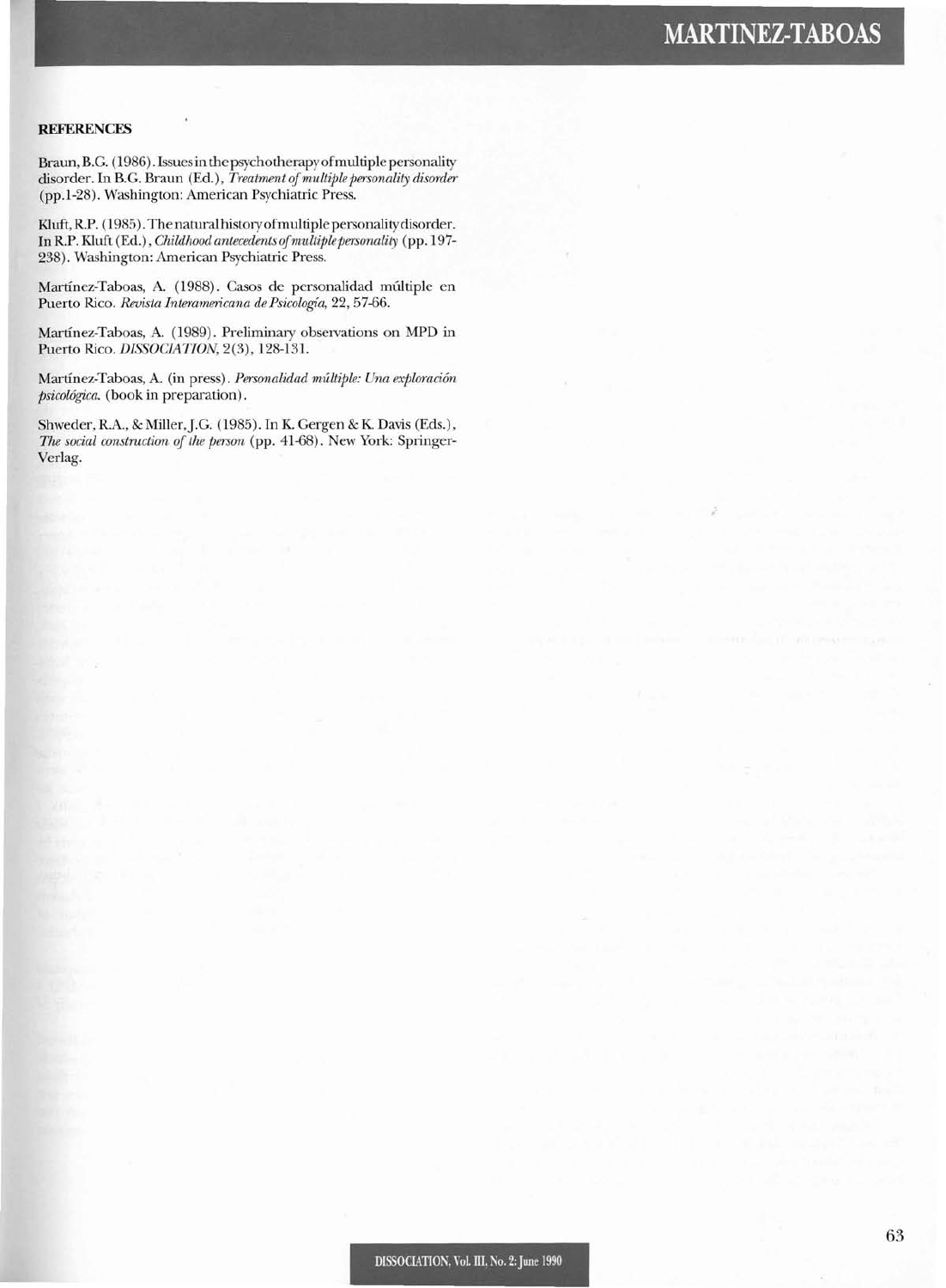**REFERENCES**

Braun, B.G. (1986). Issues in the psychotherapy of multiple personality disorder. In B.G. Braun (Ed.), *Treatment of multiple personality disorder* (pp.1-28). Washington: American Psychiatric Press.

Kluft, R.P. (1985). The natural history of multiple personality disorder. In R.P. Kluft (Ed.), *Childhood antecedents of multiple personality* (pp. 197-238). Washington: American Psychiatric Press.

Martínez-Taboas, A. (1988). Casos de personalidad múltiple en Puerto Rico. *Revista Interamericana de Psicología*, 22, 57-66.

Martínez-Taboas, A. (1989). Preliminary observations on MPD in Puerto Rico. *DISSOCIATION*, 2(3), 128-131.

Martínez-Taboas, A. (in press). *Personalidad múltiple: Una exploración psicológica.* (book in preparation).

Shweder, R.A., & Miller, J.G. (1985). In K. Gergen & K. Davis (Eds.), *The social construction of the person* (pp. 41-68). New York: Springer-Verlag.